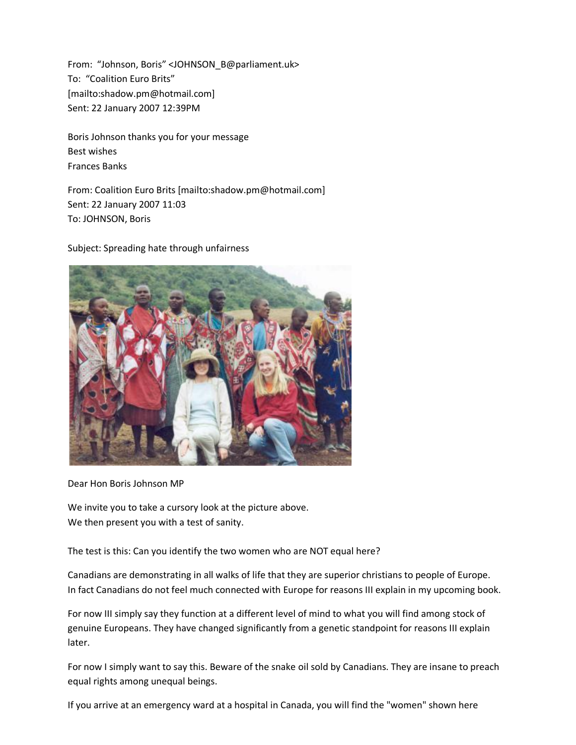From: "Johnson, Boris" <JOHNSON_B@parliament.uk>
To: "Coalition Euro Brits"
[mailto:shadow.pm@hotmail.com]
Sent: 22 January 2007 12:39PM

Boris Johnson thanks you for your message
Best wishes
Frances Banks

From: Coalition Euro Brits [mailto:shadow.pm@hotmail.com]
Sent: 22 January 2007 11:03
To: JOHNSON, Boris

Subject: Spreading hate through unfairness

Dear Hon Boris Johnson MP

We invite you to take a cursory look at the picture above.
We then present you with a test of sanity.

The test is this: Can you identify the two women who are NOT equal here?

Canadians are demonstrating in all walks of life that they are superior christians to people of Europe. In fact Canadians do not feel much connected with Europe for reasons III explain in my upcoming book.

For now III simply say they function at a different level of mind to what you will find among stock of genuine Europeans. They have changed significantly from a genetic standpoint for reasons III explain later.

For now I simply want to say this. Beware of the snake oil sold by Canadians. They are insane to preach equal rights among unequal beings.

If you arrive at an emergency ward at a hospital in Canada, you will find the "women" shown here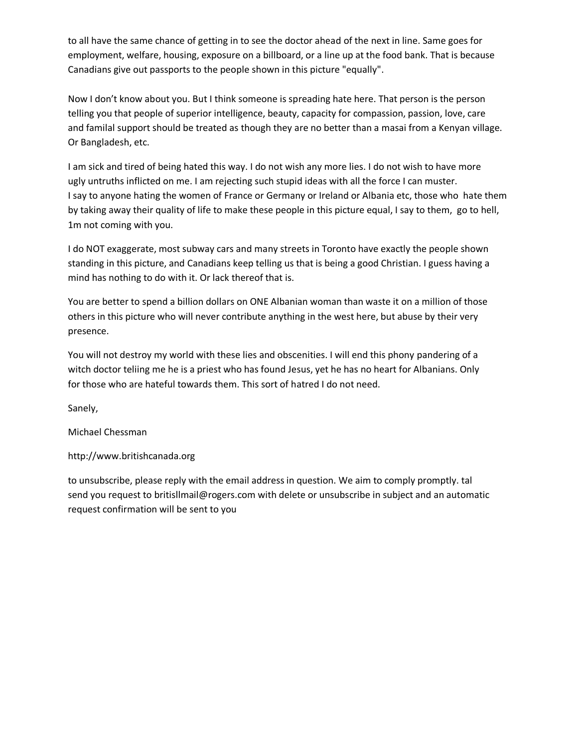to all have the same chance of getting in to see the doctor ahead of the next in line. Same goes for employment, welfare, housing, exposure on a billboard, or a line up at the food bank. That is because Canadians give out passports to the people shown in this picture "equally".

Now I don't know about you. But I think someone is spreading hate here. That person is the person telling you that people of superior intelligence, beauty, capacity for compassion, passion, love, care and familal support should be treated as though they are no better than a masai from a Kenyan village. Or Bangladesh, etc.

I am sick and tired of being hated this way. I do not wish any more lies. I do not wish to have more ugly untruths inflicted on me. I am rejecting such stupid ideas with all the force I can muster. I say to anyone hating the women of France or Germany or Ireland or Albania etc, those who hate them by taking away their quality of life to make these people in this picture equal, I say to them, go to hell, 1m not coming with you.

I do NOT exaggerate, most subway cars and many streets in Toronto have exactly the people shown standing in this picture, and Canadians keep telling us that is being a good Christian. I guess having a mind has nothing to do with it. Or lack thereof that is.

You are better to spend a billion dollars on ONE Albanian woman than waste it on a million of those others in this picture who will never contribute anything in the west here, but abuse by their very presence.

You will not destroy my world with these lies and obscenities. I will end this phony pandering of a witch doctor teliing me he is a priest who has found Jesus, yet he has no heart for Albanians. Only for those who are hateful towards them. This sort of hatred I do not need.

Sanely,

Michael Chessman

http://www.britishcanada.org

to unsubscribe, please reply with the email address in question. We aim to comply promptly. tal send you request to britisllmail@rogers.com with delete or unsubscribe in subject and an automatic request confirmation will be sent to you